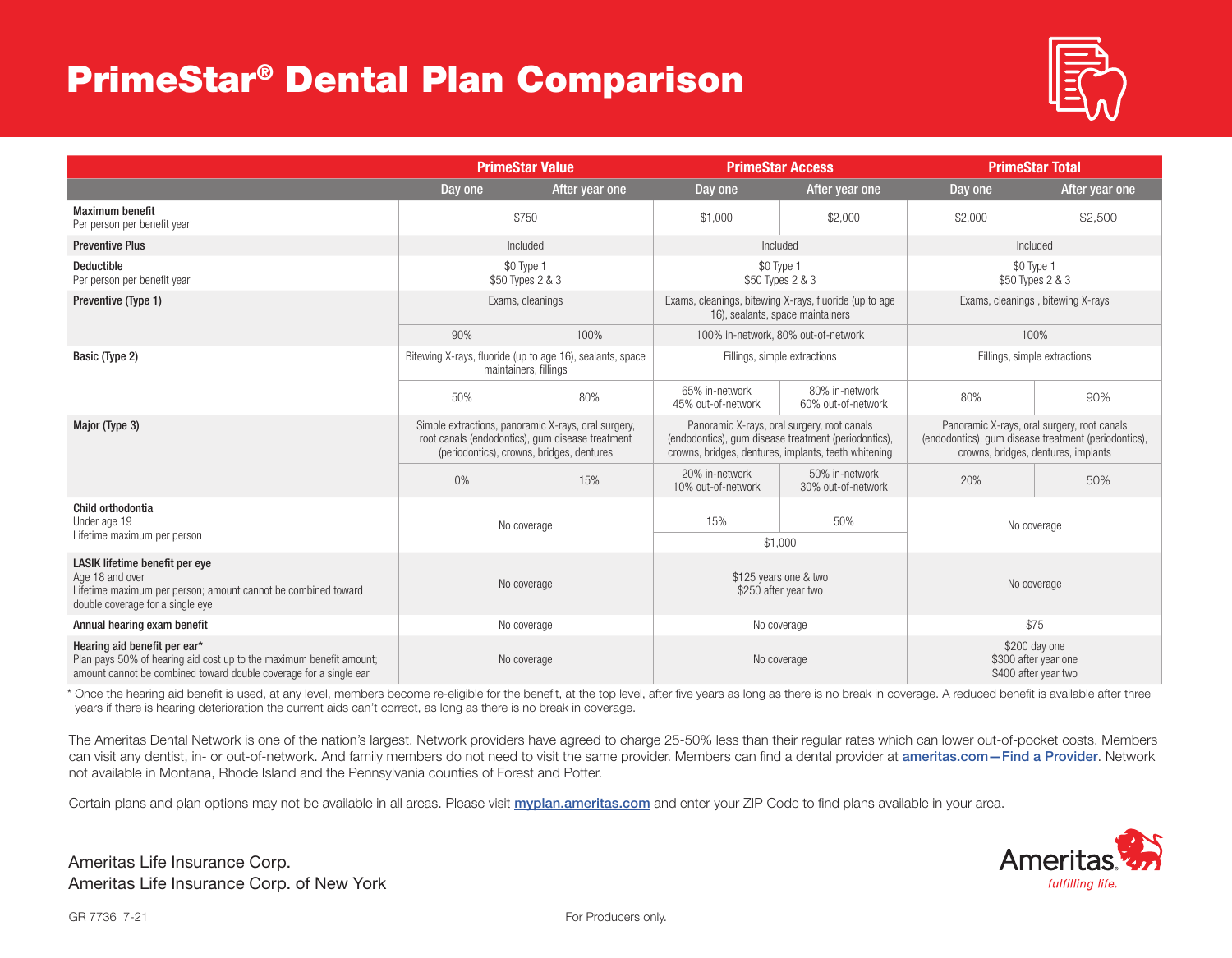# PrimeStar® Dental Plan Comparison

| | PrimeStar Value | | PrimeStar Access | | PrimeStar Total | |
|---|---|---|---|---|---|---|
| | Day one | After year one | Day one | After year one | Day one | After year one |
| **Maximum benefit** Per person per benefit year | $750 | | $1,000 | $2,000 | $2,000 | $2,500 |
| **Preventive Plus** | Included | | Included | | Included | |
| **Deductible** Per person per benefit year | $0 Type 1 $50 Types 2 & 3 | | $0 Type 1 $50 Types 2 & 3 | | $0 Type 1 $50 Types 2 & 3 | |
| **Preventive (Type 1)** | Exams, cleanings | | Exams, cleanings, bitewing X-rays, fluoride (up to age 16), sealants, space maintainers | | Exams, cleanings , bitewing X-rays | |
| | 90% | 100% | 100% in-network, 80% out-of-network | | 100% | |
| **Basic (Type 2)** | Bitewing X-rays, fluoride (up to age 16), sealants, space maintainers, fillings | | Fillings, simple extractions | | Fillings, simple extractions | |
| | 50% | 80% | 65% in-network 45% out-of-network | 80% in-network 60% out-of-network | 80% | 90% |
| **Major (Type 3)** | Simple extractions, panoramic X-rays, oral surgery, root canals (endodontics), gum disease treatment (periodontics), crowns, bridges, dentures | | Panoramic X-rays, oral surgery, root canals (endodontics), gum disease treatment (periodontics), crowns, bridges, dentures, implants, teeth whitening | | Panoramic X-rays, oral surgery, root canals (endodontics), gum disease treatment (periodontics), crowns, bridges, dentures, implants | |
| | 0% | 15% | 20% in-network 10% out-of-network | 50% in-network 30% out-of-network | 20% | 50% |
| **Child orthodontia** Under age 19 Lifetime maximum per person | No coverage | | 15% | 50% | No coverage | |
| | | | $1,000 | | | |
| **LASIK lifetime benefit per eye** Age 18 and over Lifetime maximum per person; amount cannot be combined toward double coverage for a single eye | No coverage | | $125 years one & two $250 after year two | | No coverage | |
| **Annual hearing exam benefit** | No coverage | | No coverage | | $75 | |
| **Hearing aid benefit per ear*** Plan pays 50% of hearing aid cost up to the maximum benefit amount; amount cannot be combined toward double coverage for a single ear | No coverage | | No coverage | | $200 day one $300 after year one $400 after year two | |

\* Once the hearing aid benefit is used, at any level, members become re-eligible for the benefit, at the top level, after five years as long as there is no break in coverage. A reduced benefit is available after three years if there is hearing deterioration the current aids can't correct, as long as there is no break in coverage.

The Ameritas Dental Network is one of the nation's largest. Network providers have agreed to charge 25-50% less than their regular rates which can lower out-of-pocket costs. Members can visit any dentist, in- or out-of-network. And family members do not need to visit the same provider. Members can find a dental provider at ameritas.com—Find a Provider. Network not available in Montana, Rhode Island and the Pennsylvania counties of Forest and Potter.

Certain plans and plan options may not be available in all areas. Please visit myplan.ameritas.com and enter your ZIP Code to find plans available in your area.

Ameritas Life Insurance Corp.
Ameritas Life Insurance Corp. of New York

Ameritas® *fulfilling life.*

GR 7736 7-21

For Producers only.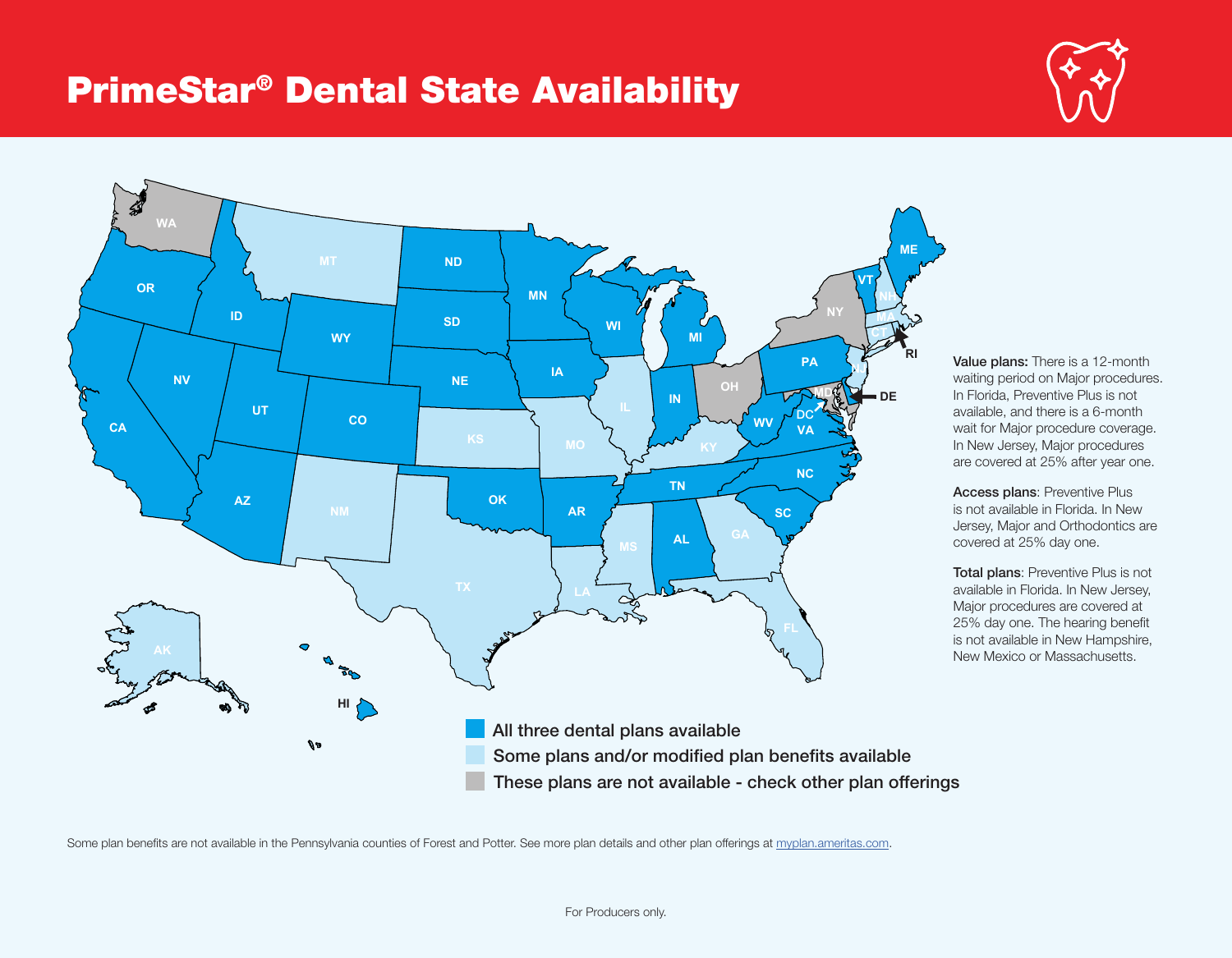# PrimeStar® Dental State Availability

- All three dental plans available
- Some plans and/or modified plan benefits available
- These plans are not available - check other plan offerings

**Value plans:** There is a 12-month waiting period on Major procedures. In Florida, Preventive Plus is not available, and there is a 6-month wait for Major procedure coverage. In New Jersey, Major procedures are covered at 25% after year one.

**Access plans**: Preventive Plus is not available in Florida. In New Jersey, Major and Orthodontics are covered at 25% day one.

**Total plans**: Preventive Plus is not available in Florida. In New Jersey, Major procedures are covered at 25% day one. The hearing benefit is not available in New Hampshire, New Mexico or Massachusetts.

Some plan benefits are not available in the Pennsylvania counties of Forest and Potter. See more plan details and other plan offerings at myplan.ameritas.com.

For Producers only.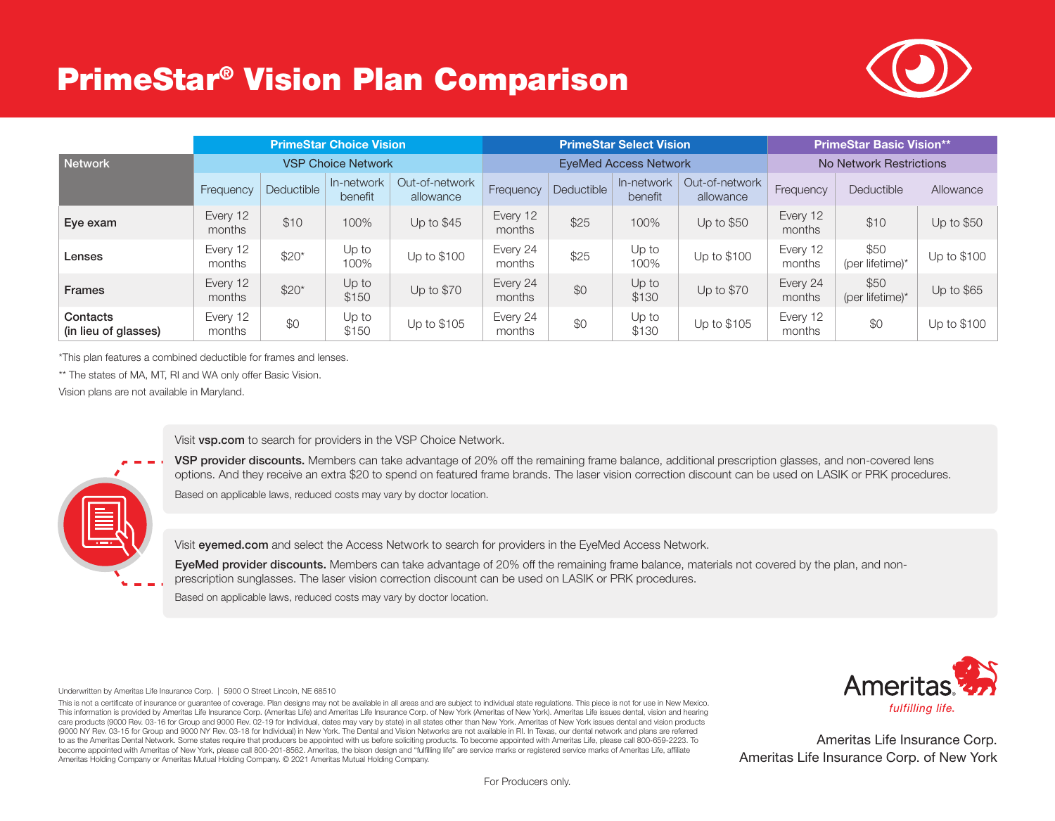# PrimeStar® Vision Plan Comparison

| | PrimeStar Choice Vision | | | | PrimeStar Select Vision | | | | PrimeStar Basic Vision** | | |
|---|---|---|---|---|---|---|---|---|---|---|---|
| **Network** | VSP Choice Network | | | | EyeMed Access Network | | | | No Network Restrictions | | |
| | Frequency | Deductible | In-network benefit | Out-of-network allowance | Frequency | Deductible | In-network benefit | Out-of-network allowance | Frequency | Deductible | Allowance |
| **Eye exam** | Every 12 months | $10 | 100% | Up to $45 | Every 12 months | $25 | 100% | Up to $50 | Every 12 months | $10 | Up to $50 |
| **Lenses** | Every 12 months | $20* | Up to 100% | Up to $100 | Every 24 months | $25 | Up to 100% | Up to $100 | Every 12 months | $50 (per lifetime)* | Up to $100 |
| **Frames** | Every 12 months | $20* | Up to $150 | Up to $70 | Every 24 months | $0 | Up to $130 | Up to $70 | Every 24 months | $50 (per lifetime)* | Up to $65 |
| **Contacts (in lieu of glasses)** | Every 12 months | $0 | Up to $150 | Up to $105 | Every 24 months | $0 | Up to $130 | Up to $105 | Every 12 months | $0 | Up to $100 |

*This plan features a combined deductible for frames and lenses.

** The states of MA, MT, RI and WA only offer Basic Vision.

Vision plans are not available in Maryland.

Visit **vsp.com** to search for providers in the VSP Choice Network.

**VSP provider discounts.** Members can take advantage of 20% off the remaining frame balance, additional prescription glasses, and non-covered lens options. And they receive an extra $20 to spend on featured frame brands. The laser vision correction discount can be used on LASIK or PRK procedures.

Based on applicable laws, reduced costs may vary by doctor location.

Visit **eyemed.com** and select the Access Network to search for providers in the EyeMed Access Network.

**EyeMed provider discounts.** Members can take advantage of 20% off the remaining frame balance, materials not covered by the plan, and non-prescription sunglasses. The laser vision correction discount can be used on LASIK or PRK procedures.

Based on applicable laws, reduced costs may vary by doctor location.

Underwritten by Ameritas Life Insurance Corp. | 5900 O Street Lincoln, NE 68510

This is not a certificate of insurance or guarantee of coverage. Plan designs may not be available in all areas and are subject to individual state regulations. This piece is not for use in New Mexico. This information is provided by Ameritas Life Insurance Corp. (Ameritas Life) and Ameritas Life Insurance Corp. of New York (Ameritas of New York). Ameritas Life issues dental, vision and hearing care products (9000 Rev. 03-16 for Group and 9000 Rev. 02-19 for Individual, dates may vary by state) in all states other than New York. Ameritas of New York issues dental and vision products (9000 NY Rev. 03-15 for Group and 9000 NY Rev. 03-18 for Individual) in New York. The Dental and Vision Networks are not available in RI. In Texas, our dental network and plans are referred to as the Ameritas Dental Network. Some states require that producers be appointed with us before soliciting products. To become appointed with Ameritas Life, please call 800-659-2223. To become appointed with Ameritas of New York, please call 800-201-8562. Ameritas, the bison design and "fulfilling life" are service marks or registered service marks of Ameritas Life, affiliate Ameritas Holding Company or Ameritas Mutual Holding Company. © 2021 Ameritas Mutual Holding Company.

Ameritas *fulfilling life.*

Ameritas Life Insurance Corp.
Ameritas Life Insurance Corp. of New York

For Producers only.